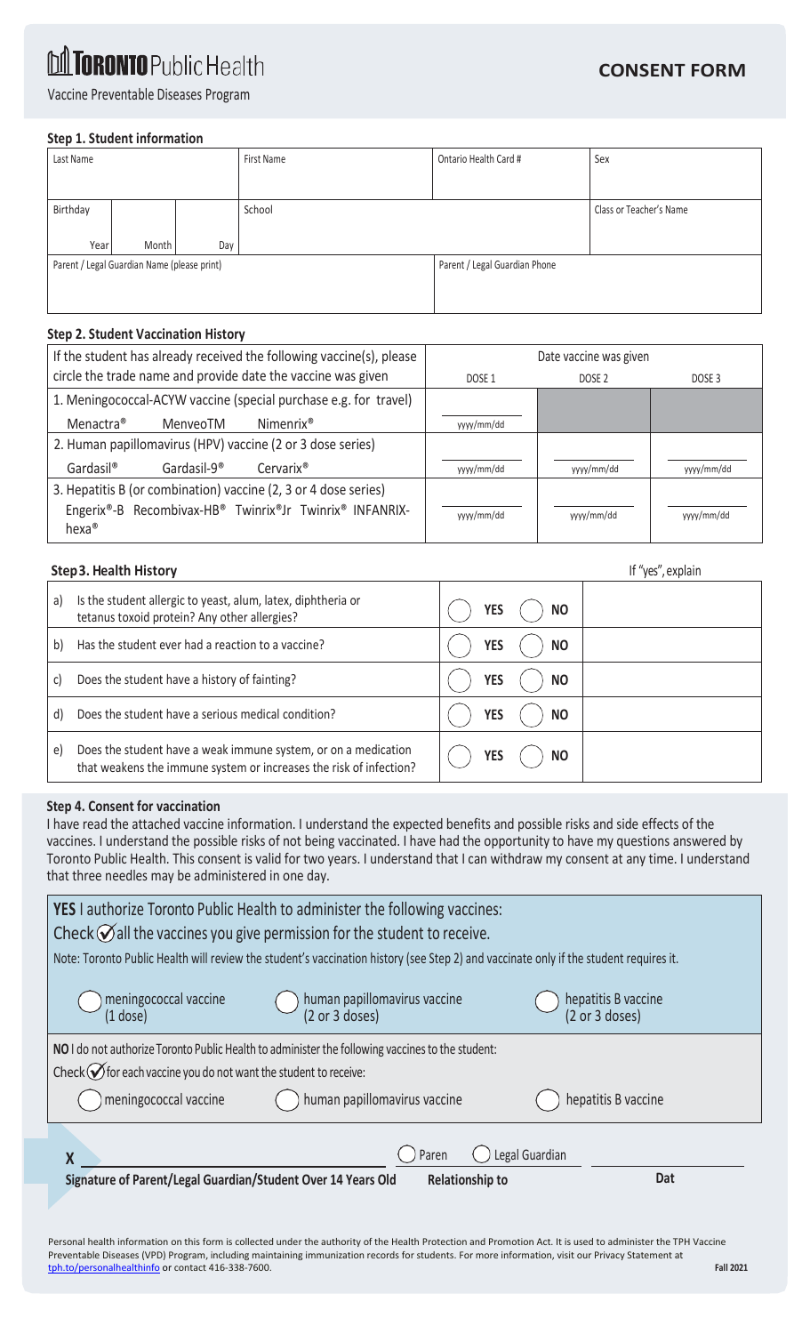# TORONTO Public Health

## CONSENT FORM

Vaccine Preventable Diseases Program

### Step 1. Student information

| Last Name | | | First Name | Ontario Health Card # | Sex |
|---|---|---|---|---|---|
| | | | | | |
| Birthday | | | School | | Class or Teacher's Name |
| Year | Month | Day | | | |
| Parent / Legal Guardian Name (please print) | | | | Parent / Legal Guardian Phone | |
| | | | | | |

### Step 2. Student Vaccination History

| If the student has already received the following vaccine(s), please circle the trade name and provide date the vaccine was given | Date vaccine was given | | |
|---|---|---|---|
| | DOSE 1 | DOSE 2 | DOSE 3 |
| 1. Meningococcal-ACYW vaccine (special purchase e.g. for travel) | | | |
| Menactra® MenveoTM Nimenrix® | yyyy/mm/dd | | |
| 2. Human papillomavirus (HPV) vaccine (2 or 3 dose series) | | | |
| Gardasil® Gardasil-9® Cervarix® | yyyy/mm/dd | yyyy/mm/dd | yyyy/mm/dd |
| 3. Hepatitis B (or combination) vaccine (2, 3 or 4 dose series) | | | |
| Engerix®-B Recombivax-HB® Twinrix®Jr Twinrix® INFANRIX-hexa® | yyyy/mm/dd | yyyy/mm/dd | yyyy/mm/dd |

### Step3. Health History

| | | | If "yes", explain |
|---|---|---|---|
| a) | Is the student allergic to yeast, alum, latex, diphtheria or tetanus toxoid protein? Any other allergies? | ◯ YES ◯ NO | |
| b) | Has the student ever had a reaction to a vaccine? | ◯ YES ◯ NO | |
| c) | Does the student have a history of fainting? | ◯ YES ◯ NO | |
| d) | Does the student have a serious medical condition? | ◯ YES ◯ NO | |
| e) | Does the student have a weak immune system, or on a medication that weakens the immune system or increases the risk of infection? | ◯ YES ◯ NO | |

### Step 4. Consent for vaccination

I have read the attached vaccine information. I understand the expected benefits and possible risks and side effects of the vaccines. I understand the possible risks of not being vaccinated. I have had the opportunity to have my questions answered by Toronto Public Health. This consent is valid for two years. I understand that I can withdraw my consent at any time. I understand that three needles may be administered in one day.

**YES** I authorize Toronto Public Health to administer the following vaccines:

Check ✓ all the vaccines you give permission for the student to receive.

Note: Toronto Public Health will review the student's vaccination history (see Step 2) and vaccinate only if the student requires it.

◯ meningococcal vaccine (1 dose)　　◯ human papillomavirus vaccine (2 or 3 doses)　　◯ hepatitis B vaccine (2 or 3 doses)

**NO** I do not authorize Toronto Public Health to administer the following vaccines to the student:

Check ✓ for each vaccine you do not want the student to receive:

◯ meningococcal vaccine　　◯ human papillomavirus vaccine　　◯ hepatitis B vaccine

**X** ______________________　　◯ Paren　◯ Legal Guardian　　______________

**Signature of Parent/Legal Guardian/Student Over 14 Years Old**　　**Relationship to**　　**Dat**

Personal health information on this form is collected under the authority of the Health Protection and Promotion Act. It is used to administer the TPH Vaccine Preventable Diseases (VPD) Program, including maintaining immunization records for students. For more information, visit our Privacy Statement at tph.to/personalhealthinfo or contact 416-338-7600.

**Fall 2021**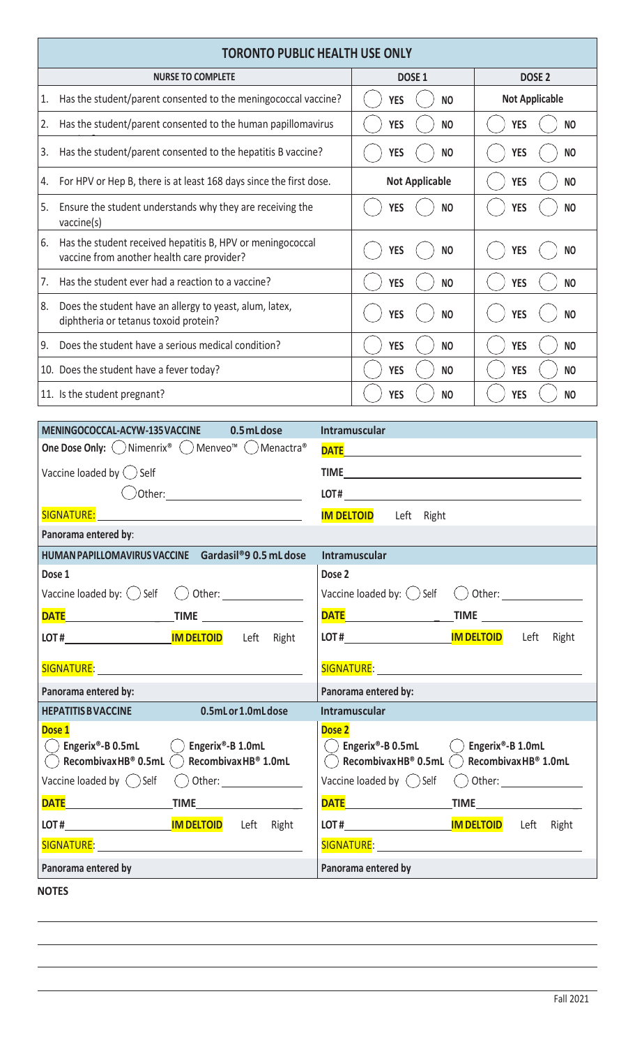## TORONTO PUBLIC HEALTH USE ONLY

| NURSE TO COMPLETE | DOSE 1 | DOSE 2 |
|---|---|---|
| 1. Has the student/parent consented to the meningococcal vaccine? | ◯ YES ◯ NO | Not Applicable |
| 2. Has the student/parent consented to the human papillomavirus | ◯ YES ◯ NO | ◯ YES ◯ NO |
| 3. Has the student/parent consented to the hepatitis B vaccine? | ◯ YES ◯ NO | ◯ YES ◯ NO |
| 4. For HPV or Hep B, there is at least 168 days since the first dose. | Not Applicable | ◯ YES ◯ NO |
| 5. Ensure the student understands why they are receiving the vaccine(s) | ◯ YES ◯ NO | ◯ YES ◯ NO |
| 6. Has the student received hepatitis B, HPV or meningococcal vaccine from another health care provider? | ◯ YES ◯ NO | ◯ YES ◯ NO |
| 7. Has the student ever had a reaction to a vaccine? | ◯ YES ◯ NO | ◯ YES ◯ NO |
| 8. Does the student have an allergy to yeast, alum, latex, diphtheria or tetanus toxoid protein? | ◯ YES ◯ NO | ◯ YES ◯ NO |
| 9. Does the student have a serious medical condition? | ◯ YES ◯ NO | ◯ YES ◯ NO |
| 10. Does the student have a fever today? | ◯ YES ◯ NO | ◯ YES ◯ NO |
| 11. Is the student pregnant? | ◯ YES ◯ NO | ◯ YES ◯ NO |

| MENINGOCOCCAL-ACYW-135 VACCINE 0.5 mL dose | Intramuscular |
|---|---|
| One Dose Only: ◯ Nimenrix® ◯ Menveo™ ◯ Menactra® | DATE ______________ |
| Vaccine loaded by ◯ Self | TIME ______________ |
| ◯ Other: ______________ | LOT# ______________ |
| SIGNATURE: ______________ | IM DELTOID Left Right |
| Panorama entered by: | |

| HUMAN PAPILLOMAVIRUS VACCINE Gardasil®9 0.5 mL dose | Intramuscular |
|---|---|
| Dose 1 | Dose 2 |
| Vaccine loaded by: ◯ Self ◯ Other: ______________ | Vaccine loaded by: ◯ Self ◯ Other: ______________ |
| DATE ______________ TIME ______________ | DATE ______________ TIME ______________ |
| LOT# ______________ IM DELTOID Left Right | LOT# ______________ IM DELTOID Left Right |
| SIGNATURE: ______________ | SIGNATURE: ______________ |
| Panorama entered by: | Panorama entered by: |

| HEPATITIS B VACCINE 0.5mL or 1.0mL dose | Intramuscular |
|---|---|
| Dose 1 | Dose 2 |
| ◯ Engerix®-B 0.5mL ◯ Engerix®-B 1.0mL | ◯ Engerix®-B 0.5mL ◯ Engerix®-B 1.0mL |
| ◯ Recombivax HB® 0.5mL ◯ Recombivax HB® 1.0mL | ◯ Recombivax HB® 0.5mL ◯ Recombivax HB® 1.0mL |
| Vaccine loaded by ◯ Self ◯ Other: ______________ | Vaccine loaded by ◯ Self ◯ Other: ______________ |
| DATE ______________ TIME ______________ | DATE ______________ TIME ______________ |
| LOT# ______________ IM DELTOID Left Right | LOT# ______________ IM DELTOID Left Right |
| SIGNATURE: ______________ | SIGNATURE: ______________ |
| Panorama entered by | Panorama entered by |

**NOTES**

______________________________________________

______________________________________________

______________________________________________

______________________________________________

Fall 2021